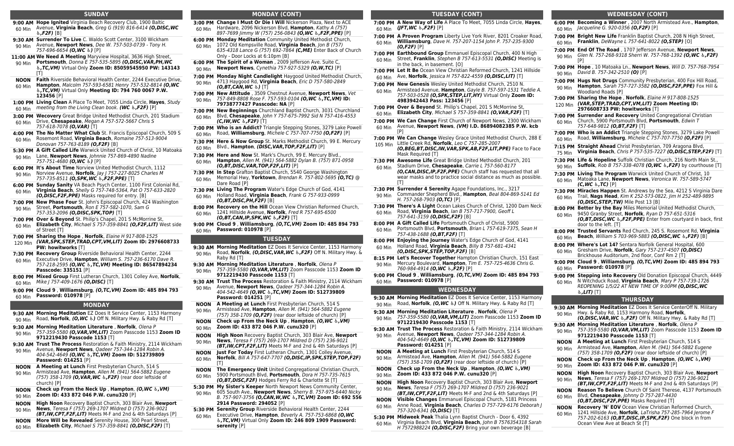## SUNDAY

**9:00 AM** (60 Min) **Hope Ignited** Virginia Beach Recovery Club, 1900 Baltic Avenue, **Virginia Beach**, *Greg G (919) 816-6414* ***(O,DISC,WC ♿,F2F)*** [B]

**9:30 AM** (90 Min) **Surrender To Live** C. Waldo Scott Center, 3100 Wickham Avenue, **Newport News**, *Dee W. 757-503-0739 - Tony H. 757-696-6654* ***(O,WC ♿)*** [P]

**11:00 AM** (90 Min) **We Need A Meeting** Maryview Hospital, 3636 High Street, **Portsmouth**, *Donna E 757-535-5895* ***(O,DISC,VAR,PH,WC ♿,TC,VM)*** Virtual Only **Zoom ID: 85059545950 PW: 143143** [T]

**NOON** (60 Min) **Faith** Riverside Behavioral Health Center, 2244 Executive Drive, **Hampton**, *Malcolm 757-593-6581 Henry 757-532-8814* ***(O,WC ♿,TC,VM)*** Virtual Only **Meeting ID: 794 760 0067 P.W. 123456** [P]

**1:00 PM** (60 Min) **Living Clean** A Place To Meet, 7055 Linda Circle, **Hayes**, *Study meeting from the Living Clean book.* ***(WC ♿,F2F)*** [P]

**3:00 PM** (60 Min) **Wecovery** Great Bridge United Methodist Church, 201 Stadium Drive, **Chesapeake**, *Megan A 757-572-5667 Chris S 757-618-7078* ***(O,VAR)*** [T]

**4:00 PM** (60 Min) **The No Matter What Club** St. Francis Episcopal Church, 509 S Rosemont Road, **Virginia Beach**, *Romaine 757-513-9004 Donovan 757-763-8189* ***(O,F2F)*** [B]

**5:30 PM** (90 Min) **A Gift Called Life** Warwick United Church of Christ, 10 Matoaka Lane, **Newport News**, *Johnnie 757-869-4890 Nadine 757-751-4680* ***(O,WC ♿)*** [P]

**6:00 PM** (90 Min) **It's About Time** Norview United Methodist Church, 1112 Norview Avenue, **Norfolk**, *Jay J 757-227-8025 Charles M 757-735-8511* ***(O,SPK,WC ♿,F2F,PPE)*** [T]

**6:00 PM** (60 Min) **Sunday Sanity** VA Beach Psych Center, 1100 First Colonial Rd, **Virginia Beach**, *Shelly G 757-748-5364, Pat O 757-633-2820* ***(O,DISC,F2F,PPE)*** Masks required for entry. [B]

**7:00 PM** (90 Min) **New Phase Four** St. John's Episcopal Church, 424 Washington Street, **Portsmouth**, *Ron E 757-582-1070, Sam G 757-353-2096* ***(O,DISC,SPK,TOP)*** [T]

**7:00 PM** (60 Min) **Over & Beyond** St. Philip's Chapel, 201 S McMorrine St, **Elizabeth City**, *Michael S 757-359-8841* ***(O,F2F,LIT)*** West side of Street [T]

**7:00 PM** (120 Min) **Sharing the Hope** , **Norfolk**, *Elaine H 917-808-1525* ***(VAR,SPK,STEP,TRAD,CPT,VM,LIT)*** **Zoom ID: 2976608733 PW: howitworks** [T]

**7:30 PM** (60 Min) **Recovery Group** Riverside Behavioral Health Center, 2244 Executive Drive, **Hampton**, *William S. 757-236-6170 Dave R. 757-218-2595* ***(O,WC ♿,TC,VM)*** **Meeting ID: 86547894234 Passcode: 335151** [P]

**8:00 PM** (60 Min) **Mixed Group** First Lutheran Church, 1301 Colley Ave, **Norfolk**, *Mike J 757-409-1676* ***(O,DISC)*** [T]

**9:00 PM** (60 Min) **Cloud 9** , **Williamsburg**, ***(O,TC,VM)*** **Zoom ID: 485 894 793 Password: 010978** [P]

## MONDAY

**9:30 AM** (90 Min) **Morning Meditation** EZ Does It Service Center, 1153 Harmony Road, **Norfolk**, ***(O,WC ♿)*** Off N. Military Hwy. & Raby Rd [T]

**9:30 AM** (90 Min) **Morning Meditation Literature** , **Norfolk**, *Olena P 757-359-5580* ***(O,VAR,VM,LIT)*** Zoom Passcode 1153 **Zoom ID 9712219430 Passcode 1153** [T]

**9:30 AM** (90 Min) **Trust The Process** Restoration & Faith Ministry, 2114 Wickham Avenue, **Newport News**, *Qadeer 757-344-1284 Robin A. 404-542-4649* ***(O,WC ♿,TC,VM)*** **Zoom ID: 512739809 Password: 014251** [P]

**NOON** (90 Min) **A Meeting at Lunch** First Presbyterian Church, 514 S Armistead Ave, **Hampton**, *Allen M. (941) 564-5882 Eugene (757) 358-1709* ***(O,VAR,WC ♿,F2F)*** (rear door leftside of church) [P]

**NOON** (90 Min) **Check up From the Neck Up** , **Hampton**, ***(O,WC ♿,VM)*** **Zoom ID: 433 872 046 P.W. cunu320** [P]

**NOON** (90 Min) **High Noon** Recovery Baptist Church, 303 Blair Ave, **Newport News**, *Teresa F (757) 269-1707 Mildred D (757) 236-9021* ***(BT,IW,CPT,F2F,LIT)*** Meets M-F and 2nd & 4th Saturdays [P]

**NOON** (60 Min) **More Will be Revealed** Serenity House, 300 Pearl Street, **Elizabeth City**, *Michael S 757-359-8841* ***(O,DISC,F2F)*** [T]

## MONDAY (CONT)

**3:00 PM** (60 Min) **Change I Must Or Die I Will** Nickerson Plaza, Next to ACE Hardware, 2096 Nickerson Blvd, **Hampton**, *Kathy A (757) 897-7699 Jimmy W (757) 256-0843* ***(O,WC ♿,F2F,PPE)*** [P]

**6:00 PM** (60 Min) **Monday Meditation** Community United Methodist Church, 1072 Old Kempsville Road, **Virginia Beach**, *Jon B (757) 635-4318 Lance G (757) 692-7864* ***(C,ME)*** Enter Back of Church Only - Door Locks at 6:10pm [B]

**6:00 PM** (90 Min) **The Spirit of a Woman** , 2009 Jefferson Ave. Suite C, **Newport News**, *Cynethia 757-927-5329* ***(O,W,TC)*** [P]

**7:00 PM** (90 Min) **Monday Night Candlelight** Haygood United Methodist Church, 4713 Haygood Rd, **Virginia Beach**, *Eric D 757-580-2849* ***(O,BT,CAN,WC ♿)*** [T]

**7:00 PM** (90 Min) **New Attitude** , 3509 Chestnut Avenue, **Newport News**, *Vet 757-849-8808 Rose F. 757-593-0104* ***(O,WC ♿,TC,VM)*** **ID: 79738777427 Passcode: NA** [P]

**7:00 PM** (60 Min) **New Beginnings** Churchland Baptist Church, 3031 Churchland Blvd, **Chesapeake**, *John Y 757-675-7992 Sid N 757-416-4553* ***(C,IW,WC ♿,F2F)*** [T]

**7:00 PM** (60 Min) **Who is an Addict?** Triangle Stepping Stones, 3279 Lake Powell Road, **Williamsburg**, *Michele C 757-707-7750* ***(O,F2F)*** [P]

**7:30 PM** (60 Min) **Here & Now Group** St. Marks Methodist Church, 99 E. Mercury Blvd., **Hampton**, ***(DISC,VAR,TOP,F2F,LIT)*** [P]

**7:30 PM** (60 Min) **Here and Now** St. Mark's Church, 99 E. Mercury Blvd., **Hampton**, *Allen M. (941) 564-5882 Dylan B. (757) 871-0958* ***(O,BT,DISC,VAR,TOP,F2F,LIT)*** [P]

**7:30 PM** (90 Min) **In Step** Grafton Baptist Church, 5540 George Washington Memorial Hwy, **Yorktown**, *Brendan R. 757-802-5695* ***(O,TC)*** @ Dare Road [P]

**7:30 PM** (60 Min) **Living The Program** Water's Edge Church of God, 4141 Holland Road, **Virginia Beach**, *Frank G 757-933-0999* ***(O,BT,DISC,PH,F2F)*** [B]

**8:00 PM** (60 Min) **Recovery on the Hill** Ocean View Christian Reformed Church, 1241 Hillside Ave, **Norfolk**, *Fred R 757-695-6500* ***(O,BT,CAN,IP,SPK,WC ♿,F2F)*** [T]

**9:00 PM** (60 Min) **Cloud 9** , **Williamsburg**, ***(O,TC,VM)*** **Zoom ID: 485 894 793 Password: 010978** [P]

## TUESDAY

**9:30 AM** (90 Min) **Morning Meditation** EZ Does It Service Center, 1153 Harmony Road, **Norfolk**, ***(O,DISC,VAR,WC ♿,F2F)*** Off N. Military Hwy. & Raby Rd [T]

**9:30 AM** (90 Min) **Morning Meditation Literature** , **Norfolk**, *Olena P 757-359-5580* ***(O,VAR,VM,LIT)*** Zoom Passcode 1153 **Zoom ID 9712219430 Passcode 1153** [T]

**9:30 AM** (90 Min) **Trust The Process** Restoration & Faith Ministry, 2114 Wickham Avenue, **Newport News**, *Qadeer 757-344-1284 Robin A. 404-542-4649* ***(O,WC ♿,TC,VM)*** **Zoom ID: 512739809 Password: 014251** [P]

**NOON** (90 Min) **A Meeting at Lunch** First Presbyterian Church, 514 S Armistead Ave, **Hampton**, *Allen M. (941) 564-5882 Eugene (757) 358-1709* ***(O,F2F)*** (rear door leftside of church) [P]

**NOON** (90 Min) **Check up From the Neck Up** , **Hampton**, ***(O,WC ♿,VM)*** **Zoom ID: 433 872 046 P.W. cunu320** [P]

**NOON** (90 Min) **High Noon** Recovery Baptist Church, 303 Blair Ave, **Newport News**, *Teresa F (757) 269-1707 Mildred D (757) 236-9021* ***(BT,IW,CPT,F2F,LIT)*** Meets M-F and 2nd & 4th Saturdays [P]

**NOON** (60 Min) **Just For Today** First Lutheran Church, 1301 Colley Avenue, **Norfolk**, *Bill A 757-647-7707* ***(O,DISC,IP,SPK,STEP,TOP,F2F)*** [T]

**NOON** (60 Min) **The Emergency Unit** United Congregational Christian Church, 5900 Portsmouth Blvd, **Portsmouth**, *Dora H 757-735-7615* ***(O,BT,DISC,F2F)*** Hodges Ferry Rd & Charlotte St [T]

**5:30 PM** (90 Min) **My Sister's Keeper** North Newport News Community Center, 605 South Ave., **Newport News**, *Sherry B. 757-975-6440 Nicky B. 757-907-3756* ***(O,CAN,W,WC ♿,TC,VM)*** **Zoom ID: 692 556 2914 Password: 294052** [P]

**5:30 PM** (60 Min) **Serenity Group** Riverside Behavioral Health Center, 2244 Executive Drive, **Hampton**, *Beverly A. 757-753-6868* ***(O,WC ♿,TC,VM)*** Virtual Only **Zoom ID: 246 809 1909 Password: serenity** [P]

## TUESDAY (CONT)

**7:00 PM** (60 Min) **A New Way of Life** A Place To Meet, 7055 Linda Circle, **Hayes**, ***(JFT,WC ♿,F2F)*** [P]

**7:00 PM** (60 Min) **A Proven Program** Liberty Live York River, 8201 Croaker Road, **Williamsburg**, *Dave H. 757-207-1154 John P. 757-235-9300* ***(O,F2F)*** [P]

**7:00 PM** (60 Min) **Earthbound Group** Emmanuel Episcopal Church, 400 N High Street, **Franklin**, *Stephen B 757-613-5531* ***(O,DISC)*** Meeting is in the back, in basement. [O]

**7:00 PM** (60 Min) **Let It Be** Ocean View Christian Reformed Church, 1241 Hillside Ave, **Norfolk**, *Jessica H 757-822-4559* ***(O,DISC,LIT)*** [T]

**7:00 PM** (60 Min) **New Genesis** Wesley United Methodist Church, 2510 N. Armistead Avenue, **Hampton**, *Gayle B. 757-597-1531 Teddie A. 757-503-0528* ***(O,SPK,STEP,LIT,HY)*** Virtual Only **Zoom ID: 4983942443 Pass: 123456** [P]

**7:00 PM** (60 Min) **Over & Beyond** St. Philip's Chapel, 201 S McMorrine St, **Elizabeth City**, *Michael S 757-359-8841* ***(O,VAR,F2F)*** [T]

**7:00 PM** (60 Min) **We Can Change** First Church of Newport News, 2300 Wickham Avenue, **Newport News**, ***(VM)*** **I.D. 86894082385 P.W. kcb** [P]

**7:00 PM** (105 Min) **We Can Change** Wesley Grace United Methodist Church, 288 E Little Creek Rd, **Norfolk**, *Leo C 757-285-2007* ***(O,BEG,BT,DISC,IW,VAR,SPK,AB,F2F,LIT,PPE)*** Face to Face Mask Required [T]

**7:30 PM** (60 Min) **Awesome Life** Great Bridge United Methodist Church, 201 Stadium Drive, **Chesapeake**, *Carrie L 757-560-8177* ***(O,CAN,DISC,IP,F2F,PPE)*** Church staff has requested that all wear masks and to practice social distance as much as possible. [T]

**7:30 PM** (90 Min) **Surrender 4 Serenity** Agape Foundations, Inc., 3217 Commander Shepherd Blvd., **Hampton**, *Beal 804-869-5141 Ed H. 757-268-7903* ***(O,TC)*** [P]

**7:30 PM** (60 Min) **There's A Light** Ocean Lakes Church of Christ, 1200 Dam Neck Road, **Virginia Beach**, *Ian B 757-717-7900, Geoff L 757-641-3159* ***(O,DISC,F2F)*** [B]

**8:00 PM** (60 Min) **A Gift Called Life** Portsmouth Church of Christ, 5900 Portsmouth Blvd, **Portsmouth**, *Brian L 757-619-7375, Sean H 757-438-1688* ***(O,BT,F2F)*** [T]

**8:00 PM** (60 Min) **Enjoying the Journey** Water's Edge Church of God, 4141 Holland Road, **Virginia Beach**, *Billy B 757-681-4341* ***(O,DISC,SPK,STEP,TOP,F2F)*** [B]

**8:15 PM** (90 Min) **Let's Recover Together** Hampton Christian Church, 151 East Mercury Boulevard, **Hampton**, *Tim E. 757-725-4636 Chris G. 760-984-4914* ***(O,WC ♿,F2F)*** [P]

**9:00 PM** (60 Min) **Cloud 9** , **Williamsburg**, ***(O,TC,VM)*** **Zoom ID: 485 894 793 Password: 010978** [P]

## WEDNESDAY

**9:30 AM** (90 Min) **Morning Meditation** EZ Does It Service Center, 1153 Harmony Road, **Norfolk**, ***(O,WC ♿)*** Off N. Military Hwy. & Raby Rd [T]

**9:30 AM** (90 Min) **Morning Meditation Literature** , **Norfolk**, *Olena P 757-359-5580* ***(O,VAR,VM,LIT)*** Zoom Passcode 1153 **Zoom ID 9712219430 Passcode 1153** [T]

**9:30 AM** (90 Min) **Trust The Process** Restoration & Faith Ministry, 2114 Wickham Avenue, **Newport News**, *Qadeer 757-344-1284 Robin A. 404-542-4649* ***(O,WC ♿,TC,VM)*** **Zoom ID: 512739809 Password: 014251** [P]

**NOON** (90 Min) **A Meeting at Lunch** First Presbyterian Church, 514 S Armistead Ave, **Hampton**, *Allen M. (941) 564-5882 Eugene (757) 358-1709* ***(O,F2F)*** (rear door leftside of church) [P]

**NOON** (90 Min) **Check up From the Neck Up** , **Hampton**, ***(O,WC ♿,VM)*** **Zoom ID: 433 872 046 P.W. cunu320** [P]

**NOON** (90 Min) **High Noon** Recovery Baptist Church, 303 Blair Ave, **Newport News**, *Teresa F (757) 269-1707 Mildred D (757) 236-9021* ***(BT,IW,CPT,F2F,LIT)*** Meets M-F and 2nd & 4th Saturdays [P]

**NOON** (60 Min) **Visible Changes** Emmanuel Episcopal Church, 5181 Princess Anne Road, **Virginia Beach**, *Charles D 757-729-6176 Deborah J 757-320-6341* ***(O,DISC)*** [T]

**5:30 PM** (60 Min) **Midweek Peak** Thalia Lynn Baptist Church - Door 6, 4392 Virginia Beach Blvd, **Virginia Beach**, *John B 7576354318 Sarah H 7572988224* ***(O,DISC,F2F)*** Bring your own beverage [B]

## WEDNESDAY (CONT)

**6:00 PM** (60 Min) **Becoming a Winner** , 2007 North Armistead Ave., **Hampton**, *Jacqueline G. 920-0356* ***(O,F2F)*** [P]

**7:00 PM** (60 Min) **Bright New Life** Franklin Baptist Church, 208 N High Street, **Franklin**, *DeWayne L 757-641-8022* ***(O,STEP)*** [O]

**7:00 PM** (90 Min) **End Of The Road** , 1707 Jefferson Avenue, **Newport News**, *Glen N. 757-268-9318 Sherri W. 757-768-1392* ***(O,WC ♿,F2F)*** [P]

**7:00 PM** (90 Min) **Hope** , 10 Matoaka Ln., **Newport News**, *Will D. 757-768-7954 David B. 757-342-2510* ***(O)*** [P]

**7:00 PM** (90 Min) **Hugs Not Drugs** Community Presbyterian, 400 Fox Hill Road, **Hampton**, *Sarah 757-727-3582* ***(O,DISC,F2F,PPE)*** Fox Hill & Woodland Roads [P]

**7:00 PM** (120 Min) **Sharing the Hope** , **Norfolk**, *Elaine H 917-808-1525* ***(VAR,SPK,STEP,TRAD,CPT,VM,LIT)*** **Zoom Meeting ID: 2976608733 PW: howitworks** [T]

**7:00 PM** (60 Min) **Surrender and Recovery** United Congregational Christian Church, 5900 Portsmouth Blvd, **Portsmouth**, *Edwin T 757-648-9812* ***(O,BT,F2F)*** [T]

**7:00 PM** (60 Min) **Who is an Addict** Triangle Stepping Stones, 3279 Lake Powell Road, **Williamsburg**, *Michele C 757-707-7750* ***(O,F2F)*** [P]

**7:15 PM** (75 Min) **Straight Ahead** Christ Presbyterian, 709 Aragona Blvd, **Virginia Beach**, *Chris P 757-535-7227* ***(O,DISC,STEP,F2F)*** [T]

**7:30 PM** (90 Min) **Life & Hopeline** Suffolk Christian Church, 216 North Main St., **Suffolk**, *Rob B 757-338-4078* ***(O,WC ♿,F2F)*** by courthouse [T]

**7:30 PM** (60 Min) **Living The Program** Warwick United Church of Christ, 10 Matoaka Lane, **Newport News**, *Veronica W. 757-589-5747* ***(C,WC ♿,TC)*** [P]

**7:30 PM** (60 Min) **Miracles Happen** St. Andrews by the Sea, 4212 S Virginia Dare Trail, **Nags Head**, *Kim K 252-573-0822, Jim H 252-489-9895* ***(O,DISC,STEP,TW)*** Mile Post 13 [B]

**8:00 PM** (60 Min) **Better by the Bay** Miles Memorial United Methodist Church, 9450 Granby Street, **Norfolk**, *Ryan D 757-651-5316* ***(O,BT,DISC,WC ♿,F2F,PPE)*** Enter from courtyard in back, first door to the left. [T]

**8:00 PM** (60 Min) **Trusted Servants** Red Church, 245 S. Rosemont Rd, **Virginia Beach**, *William S 703-969-5883* ***(O,DISC,WC ♿,F2F)*** [B]

**8:00 PM** (60 Min) **Where's Lot 14?** Sentara Norfolk General Hospital, 600 Gresham Drive, **Norfolk**, *Gary 757-237-4507* ***(O,DISC)*** Brickhouse Auditorium, 2nd floor, Conf Rm 2 [T]

**9:00 PM** (60 Min) **Cloud 9** , **Williamsburg**, ***(O,TC,VM)*** **Zoom ID: 485 894 793 Password: 010978** [P]

**9:00 PM** (60 Min) **Stepping into Recovery** Old Donation Episcopal Church, 4449 N Witchduck Road, **Virginia Beach**, *Mary P 757-739-1726* *REOPENING 1/5/22 AT NEW TIME OF 9:00PM* ***(O,DISC,WC ♿,LIT)*** [T]

## THURSDAY

**9:30 AM** (90 Min) **Morning Meditation** EZ Does It Service CenterOff N. Military Hwy. & Raby Rd, 1153 Harmony Road, **Norfolk**, ***(O,DISC,VAR,WC ♿,F2F)*** Off N. Military Hwy. & Raby Rd [T]

**9:30 AM** (90 Min) **Morning Meditation Literature** , **Norfolk**, *Olena P 757-359-5580* ***(O,VAR,VM,LIT)*** Zoom Passcode 1153 **Zoom ID 9712219430 Passcode 1153** [T]

**NOON** (90 Min) **A Meeting at Lunch** First Presbyterian Church, 514 S Armistead Ave, **Hampton**, *Allen M. (941) 564-5882 Eugene (757) 358-1709* ***(O,F2F)*** (rear door leftside of church) [P]

**NOON** (90 Min) **Check up From the Neck Up** , **Hampton**, ***(O,WC ♿,VM)*** **Zoom ID: 433 872 046 P.W. cunu320** [P]

**NOON** (90 Min) **High Noon** Recovery Baptist Church, 303 Blair Ave, **Newport News**, *Teresa F (757) 269-1707 Mildred D (757) 236-9021* ***(BT,IW,CPT,F2F,LIT)*** Meets M-F and 2nd & 4th Saturdays [P]

**NOON** (60 Min) **Reason To Believe** Church Of Saint Therese, 4137 Portsmouth Blvd, **Chesapeake**, *Johnny D 757-287-4430* ***(O,BT,DISC,F2F,PPE)*** Masks Required [T]

**NOON** (60 Min) **Recovery 'N' EOV** Ocean View Christian Reformed Church, 1241 Hillside Ave, **Norfolk**, *LaTrisha 757-285-7964 Jerome F 757-202-6163* ***(O,BT,DISC,IP,SPK,F2F)*** One block in from Ocean View Ave at Beach St [T]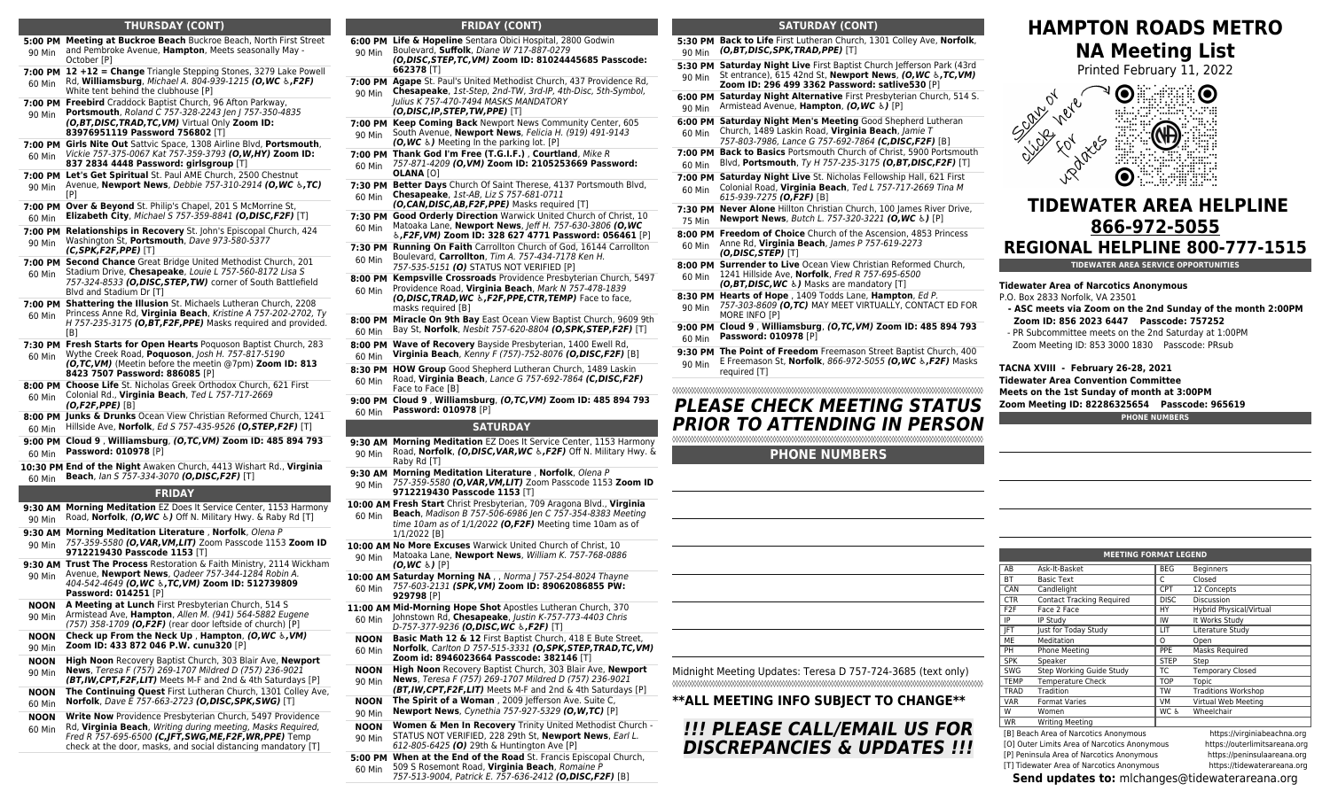## THURSDAY (CONT)

**5:00 PM** 90 Min — **Meeting at Buckroe Beach** Buckroe Beach, North First Street and Pembroke Avenue, **Hampton**, Meets seasonally May - October [P]

**7:00 PM** 60 Min — **12 +12 = Change** Triangle Stepping Stones, 3279 Lake Powell Rd, **Williamsburg**, *Michael A. 804-939-1215* ***(O,WC ♿,F2F)*** White tent behind the clubhouse [P]

**7:00 PM** 90 Min — **Freebird** Craddock Baptist Church, 96 Afton Parkway, **Portsmouth**, *Roland C 757-328-2243 Jen J 757-350-4835* ***(O,BT,DISC,TRAD,TC,VM)*** Virtual Only **Zoom ID: 83976951119 Password 756802** [T]

**7:00 PM** 60 Min — **Girls Nite Out** Sattvic Space, 1308 Airline Blvd, **Portsmouth**, *Vickie 757-375-0067 Kat 757-359-3793* ***(O,W,HY)*** **Zoom ID: 837 2834 4448 Password: girlsgroup** [T]

**7:00 PM** 90 Min — **Let's Get Spiritual** St. Paul AME Church, 2500 Chestnut Avenue, **Newport News**, *Debbie 757-310-2914* ***(O,WC ♿,TC)*** [P]

**7:00 PM** 60 Min — **Over & Beyond** St. Philip's Chapel, 201 S McMorrine St, **Elizabeth City**, *Michael S 757-359-8841* ***(O,DISC,F2F)*** [T]

**7:00 PM** 90 Min — **Relationships in Recovery** St. John's Episcopal Church, 424 Washington St, **Portsmouth**, *Dave 973-580-5377* ***(C,SPK,F2F,PPE)*** [T]

**7:00 PM** 60 Min — **Second Chance** Great Bridge United Methodist Church, 201 Stadium Drive, **Chesapeake**, *Louie L 757-560-8172 Lisa S 757-324-8533* ***(O,DISC,STEP,TW)*** corner of South Battlefield Blvd and Stadium Dr [T]

**7:00 PM** 60 Min — **Shattering the Illusion** St. Michaels Lutheran Church, 2208 Princess Anne Rd, **Virginia Beach**, *Kristine A 757-202-2702, Ty H 757-235-3175* ***(O,BT,F2F,PPE)*** Masks required and provided. [B]

**7:30 PM** 60 Min — **Fresh Starts for Open Hearts** Poquoson Baptist Church, 283 Wythe Creek Road, **Poquoson**, *Josh H. 757-817-5190* ***(O,TC,VM)*** (Meetin before the meetin @7pm) **Zoom ID: 813 8423 7507 Password: 886085** [P]

**8:00 PM** 60 Min — **Choose Life** St. Nicholas Greek Orthodox Church, 621 First Colonial Rd., **Virginia Beach**, *Ted L 757-717-2669* ***(O,F2F,PPE)*** [B]

**8:00 PM** 60 Min — **Junks & Drunks** Ocean View Christian Reformed Church, 1241 Hillside Ave, **Norfolk**, *Ed S 757-435-9526* ***(O,STEP,F2F)*** [T]

**9:00 PM** 60 Min — **Cloud 9** , **Williamsburg**, ***(O,TC,VM)*** **Zoom ID: 485 894 793 Password: 010978** [P]

**10:30 PM** 60 Min — **End of the Night** Awaken Church, 4413 Wishart Rd., **Virginia Beach**, *Ian S 757-334-3070* ***(O,DISC,F2F)*** [T]

## FRIDAY

**9:30 AM** 90 Min — **Morning Meditation** EZ Does It Service Center, 1153 Harmony Road, **Norfolk**, ***(O,WC ♿)*** Off N. Military Hwy. & Raby Rd [T]

**9:30 AM** 90 Min — **Morning Meditation Literature** , **Norfolk**, *Olena P 757-359-5580* ***(O,VAR,VM,LIT)*** Zoom Passcode 1153 **Zoom ID 9712219430 Passcode 1153** [T]

**9:30 AM** 90 Min — **Trust The Process** Restoration & Faith Ministry, 2114 Wickham Avenue, **Newport News**, *Qadeer 757-344-1284 Robin A. 404-542-4649* ***(O,WC ♿,TC,VM)*** **Zoom ID: 512739809 Password: 014251** [P]

**NOON** 90 Min — **A Meeting at Lunch** First Presbyterian Church, 514 S Armistead Ave, **Hampton**, *Allen M. (941) 564-5882 Eugene (757) 358-1709* ***(O,F2F)*** (rear door leftside of church) [P]

**NOON** 90 Min — **Check up From the Neck Up** , **Hampton**, ***(O,WC ♿,VM)*** **Zoom ID: 433 872 046 P.W. cunu320** [P]

**NOON** 90 Min — **High Noon** Recovery Baptist Church, 303 Blair Ave, **Newport News**, *Teresa F (757) 269-1707 Mildred D (757) 236-9021* ***(BT,IW,CPT,F2F,LIT)*** Meets M-F and 2nd & 4th Saturdays [P]

**NOON** 60 Min — **The Continuing Quest** First Lutheran Church, 1301 Colley Ave, **Norfolk**, *Dave E 757-663-2723* ***(O,DISC,SPK,SWG)*** [T]

**NOON** 60 Min — **Write Now** Providence Presbyterian Church, 5497 Providence Rd, **Virginia Beach**, *Writing during meeting, Masks Required, Fred R 757-695-6500* ***(C,JFT,SWG,ME,F2F,WR,PPE)*** Temp check at the door, masks, and social distancing mandatory [T]

## FRIDAY (CONT)

**6:00 PM** 90 Min — **Life & Hopeline** Sentara Obici Hospital, 2800 Godwin Boulevard, **Suffolk**, *Diane W 717-887-0279* ***(O,DISC,STEP,TC,VM)*** **Zoom ID: 81024445685 Passcode: 662378** [T]

**7:00 PM** 90 Min — **Agape** St. Paul's United Methodist Church, 437 Providence Rd, **Chesapeake**, *1st-Step, 2nd-TW, 3rd-IP, 4th-Disc, 5th-Symbol, Julius K 757-470-7494 MASKS MANDATORY* ***(O,DISC,IP,STEP,TW,PPE)*** [T]

**7:00 PM** 90 Min — **Keep Coming Back** Newport News Community Center, 605 South Avenue, **Newport News**, *Felicia H. (919) 491-9143* ***(O,WC ♿)*** Meeting In the parking lot. [P]

**7:00 PM** 60 Min — **Thank God I'm Free (T.G.I.F.)** , **Courtland**, *Mike R 757-871-4209* ***(O,VM)*** **Zoom ID: 2105253669 Password: OLANA** [O]

**7:30 PM** 60 Min — **Better Days** Church Of Saint Therese, 4137 Portsmouth Blvd, **Chesapeake**, *1st-AB, Liz S 757-681-0711* ***(O,CAN,DISC,AB,F2F,PPE)*** Masks required [T]

**7:30 PM** 60 Min — **Good Orderly Direction** Warwick United Church of Christ, 10 Matoaka Lane, **Newport News**, *Jeff H. 757-630-3806* ***(O,WC ♿,F2F,VM)*** **Zoom ID: 328 627 4771 Password: 056461** [P]

**7:30 PM** 60 Min — **Running On Faith** Carrollton Church of God, 16144 Carrollton Boulevard, **Carrollton**, *Tim A. 757-434-7178 Ken H. 757-535-5151* ***(O)*** STATUS NOT VERIFIED [P]

**8:00 PM** 60 Min — **Kempsville Crossroads** Providence Presbyterian Church, 5497 Providence Road, **Virginia Beach**, *Mark N 757-478-1839* ***(O,DISC,TRAD,WC ♿,F2F,PPE,CTR,TEMP)*** Face to face, masks required [B]

**8:00 PM** 60 Min — **Miracle On 9th Bay** East Ocean View Baptist Church, 9609 9th Bay St, **Norfolk**, *Nesbit 757-620-8804* ***(O,SPK,STEP,F2F)*** [T]

**8:00 PM** 60 Min — **Wave of Recovery** Bayside Presbyterian, 1400 Ewell Rd, **Virginia Beach**, *Kenny F (757)-752-8076* ***(O,DISC,F2F)*** [B]

**8:30 PM** 60 Min — **HOW Group** Good Shepherd Lutheran Church, 1489 Laskin Road, **Virginia Beach**, *Lance G 757-692-7864* ***(C,DISC,F2F)*** Face to Face [B]

**9:00 PM** 60 Min — **Cloud 9** , **Williamsburg**, ***(O,TC,VM)*** **Zoom ID: 485 894 793 Password: 010978** [P]

## SATURDAY

**9:30 AM** 90 Min — **Morning Meditation** EZ Does It Service Center, 1153 Harmony Road, **Norfolk**, ***(O,DISC,VAR,WC ♿,F2F)*** Off N. Military Hwy. & Raby Rd [T]

**9:30 AM** 90 Min — **Morning Meditation Literature** , **Norfolk**, *Olena P 757-359-5580* ***(O,VAR,VM,LIT)*** Zoom Passcode 1153 **Zoom ID 9712219430 Passcode 1153** [T]

**10:00 AM** 60 Min — **Fresh Start** Christ Presbyterian, 709 Aragona Blvd., **Virginia Beach**, *Madison B 757-506-6986 Jen C 757-354-8383 Meeting time 10am as of 1/1/2022* ***(O,F2F)*** Meeting time 10am as of 1/1/2022 [B]

**10:00 AM** 90 Min — **No More Excuses** Warwick United Church of Christ, 10 Matoaka Lane, **Newport News**, *William K. 757-768-0886* ***(O,WC ♿)*** [P]

**10:00 AM** 60 Min — **Saturday Morning NA** , , *Norma J 757-254-8024 Thayne 757-603-2131* ***(SPK,VM)*** **Zoom ID: 89062086855 PW: 929798** [P]

**11:00 AM** 60 Min — **Mid-Morning Hope Shot** Apostles Lutheran Church, 370 Johnstown Rd, **Chesapeake**, *Justin K-757-773-4403 Chris D-757-377-9236* ***(O,DISC,WC ♿,F2F)*** [T]

**NOON** 60 Min — **Basic Math 12 & 12** First Baptist Church, 418 E Bute Street, **Norfolk**, *Carlton D 757-515-3331* ***(O,SPK,STEP,TRAD,TC,VM)*** **Zoom id: 8946023664 Passcode: 382146** [T]

**NOON** 90 Min — **High Noon** Recovery Baptist Church, 303 Blair Ave, **Newport News**, *Teresa F (757) 269-1707 Mildred D (757) 236-9021* ***(BT,IW,CPT,F2F,LIT)*** Meets M-F and 2nd & 4th Saturdays [P]

**NOON** 90 Min — **The Spirit of a Woman** , 2009 Jefferson Ave. Suite C, **Newport News**, *Cynethia 757-927-5329* ***(O,W,TC)*** [P]

**NOON** 90 Min — **Women & Men In Recovery** Trinity United Methodist Church - STATUS NOT VERIFIED, 228 29th St, **Newport News**, *Earl L. 612-805-6425* ***(O)*** 29th & Huntington Ave [P]

**5:00 PM** 60 Min — **When at the End of the Road** St. Francis Episcopal Church, 509 S Rosemont Road, **Virginia Beach**, *Romaine P 757-513-9004, Patrick E. 757-636-2412* ***(O,DISC,F2F)*** [B]

## SATURDAY (CONT)

**5:30 PM** 90 Min — **Back to Life** First Lutheran Church, 1301 Colley Ave, **Norfolk**, ***(O,BT,DISC,SPK,TRAD,PPE)*** [T]

**5:30 PM** 90 Min — **Saturday Night Live** First Baptist Church Jefferson Park (43rd St entrance), 615 42nd St, **Newport News**, ***(O,WC ♿,TC,VM)*** **Zoom ID: 296 499 3362 Password: satlive530** [P]

**6:00 PM** 90 Min — **Saturday Night Alternative** First Presbyterian Church, 514 S. Armistead Avenue, **Hampton**, ***(O,WC ♿)*** [P]

**6:00 PM** 60 Min — **Saturday Night Men's Meeting** Good Shepherd Lutheran Church, 1489 Laskin Road, **Virginia Beach**, *Jamie T 757-803-7986, Lance G 757-692-7864* ***(C,DISC,F2F)*** [B]

**7:00 PM** 60 Min — **Back to Basics** Portsmouth Church of Christ, 5900 Portsmouth Blvd, **Portsmouth**, *Ty H 757-235-3175* ***(O,BT,DISC,F2F)*** [T]

**7:00 PM** 60 Min — **Saturday Night Live** St. Nicholas Fellowship Hall, 621 First Colonial Rd, **Virginia Beach**, *Ted L 757-717-2669 Tina M 615-939-7275* ***(O,F2F)*** [B]

**7:30 PM** 75 Min — **Never Alone** Hillton Christian Church, 100 James River Drive, **Newport News**, *Butch L. 757-320-3221* ***(O,WC ♿)*** [P]

**8:00 PM** 60 Min — **Freedom of Choice** Church of the Ascension, 4853 Princess Anne Rd, **Virginia Beach**, *James P 757-619-2273* ***(O,DISC,STEP)*** [T]

**8:00 PM** 60 Min — **Surrender to Live** Ocean View Christian Reformed Church, 1241 Hillside Ave, **Norfolk**, *Fred R 757-695-6500* ***(O,BT,DISC,WC ♿)*** Masks are mandatory [T]

**8:30 PM** 90 Min — **Hearts of Hope** , 1409 Todds Lane, **Hampton**, *Ed P. 757-303-8609* ***(O,TC)*** MAY MEET VIRTUALLY, CONTACT ED FOR MORE INFO [P]

**9:00 PM** 60 Min — **Cloud 9** , **Williamsburg**, ***(O,TC,VM)*** **Zoom ID: 485 894 793 Password: 010978** [P]

**9:30 PM** 90 Min — **The Point of Freedom** Freemason Street Baptist Church, 400 E Freemason St, **Norfolk**, *866-972-5055* ***(O,WC ♿,F2F)*** Masks required [T]

# PLEASE CHECK MEETING STATUS PRIOR TO ATTENDING IN PERSON

## PHONE NUMBERS

Midnight Meeting Updates: Teresa D 757-724-3685 (text only)

**\*\*ALL MEETING INFO SUBJECT TO CHANGE\*\***

## !!! PLEASE CALL/EMAIL US FOR DISCREPANCIES & UPDATES !!!

# HAMPTON ROADS METRO NA Meeting List

Printed February 11, 2022

Scan or click here for updates

## TIDEWATER AREA HELPLINE 866-972-5055

## REGIONAL HELPLINE 800-777-1515

### TIDEWATER AREA SERVICE OPPORTUNITIES

**Tidewater Area of Narcotics Anonymous**

P.O. Box 2833 Norfolk, VA 23501

- **ASC meets via Zoom on the 2nd Sunday of the month 2:00PM Zoom ID: 856 2023 6447 Passcode: 757252**
- PR Subcommittee meets on the 2nd Saturday at 1:00PM Zoom Meeting ID: 853 3000 1830 Passcode: PRsub

**TACNA XVIII - February 26-28, 2021**
**Tidewater Area Convention Committee**
**Meets on the 1st Sunday of month at 3:00PM**
**Zoom Meeting ID: 82286325654 Passcode: 965619**

### PHONE NUMBERS

### MEETING FORMAT LEGEND

| | | | |
|---|---|---|---|
| AB | Ask-It-Basket | BEG | Beginners |
| BT | Basic Text | C | Closed |
| CAN | Candlelight | CPT | 12 Concepts |
| CTR | Contact Tracking Required | DISC | Discussion |
| F2F | Face 2 Face | HY | Hybrid Physical/Virtual |
| IP | IP Study | IW | It Works Study |
| JFT | Just for Today Study | LIT | Literature Study |
| ME | Meditation | O | Open |
| PH | Phone Meeting | PPE | Masks Required |
| SPK | Speaker | STEP | Step |
| SWG | Step Working Guide Study | TC | Temporary Closed |
| TEMP | Temperature Check | TOP | Topic |
| TRAD | Tradition | TW | Traditions Workshop |
| VAR | Format Varies | VM | Virtual Web Meeting |
| W | Women | WC ♿ | Wheelchair |
| WR | Writing Meeting | | |

[B] Beach Area of Narcotics Anonymous — https://virginiabeachna.org
[O] Outer Limits Area of Narcotics Anonymous — https://outerlimitsareana.org
[P] Peninsula Area of Narcotics Anonymous — https://peninsulaareana.org
[T] Tidewater Area of Narcotics Anonymous — https://tidewaterareana.org

**Send updates to:** mlchanges@tidewaterareana.org